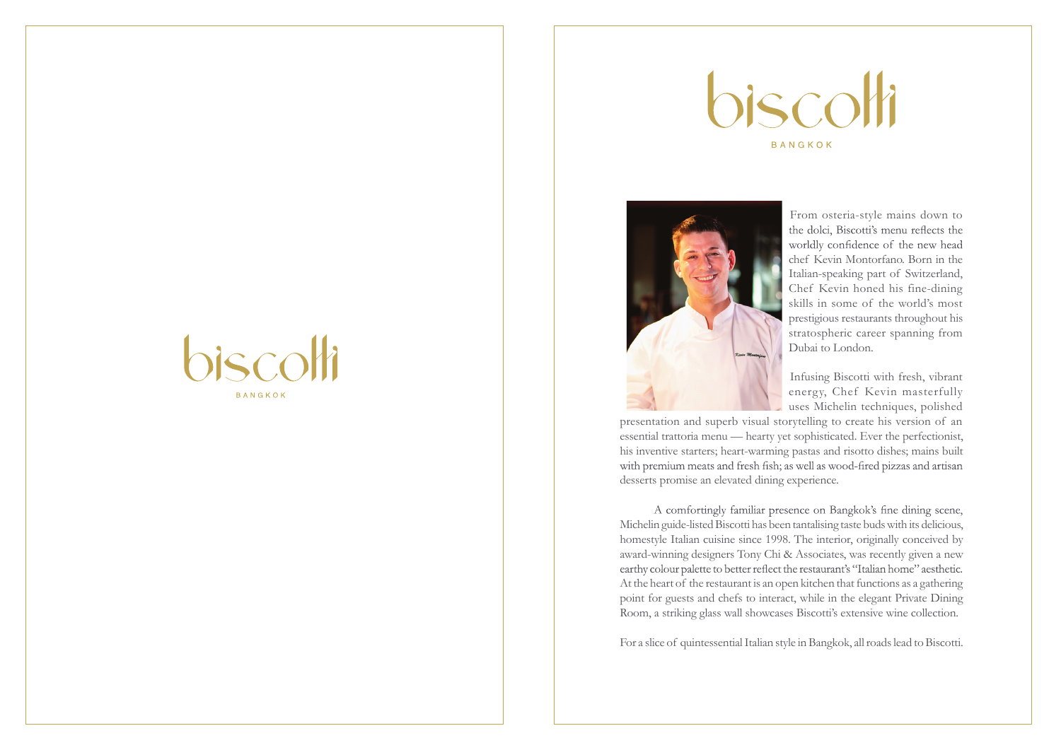# biscotti

BANGKOK

# biscotti

BANGKOK

From osteria-style mains down to the dolci, Biscotti's menu reflects the worldly confidence of the new head chef Kevin Montorfano. Born in the Italian-speaking part of Switzerland, Chef Kevin honed his fine-dining skills in some of the world's most prestigious restaurants throughout his stratospheric career spanning from Dubai to London.

Infusing Biscotti with fresh, vibrant energy, Chef Kevin masterfully uses Michelin techniques, polished presentation and superb visual storytelling to create his version of an essential trattoria menu — hearty yet sophisticated. Ever the perfectionist, his inventive starters; heart-warming pastas and risotto dishes; mains built with premium meats and fresh fish; as well as wood-fired pizzas and artisan desserts promise an elevated dining experience.

A comfortingly familiar presence on Bangkok's fine dining scene, Michelin guide-listed Biscotti has been tantalising taste buds with its delicious, homestyle Italian cuisine since 1998. The interior, originally conceived by award-winning designers Tony Chi & Associates, was recently given a new earthy colour palette to better reflect the restaurant's "Italian home" aesthetic. At the heart of the restaurant is an open kitchen that functions as a gathering point for guests and chefs to interact, while in the elegant Private Dining Room, a striking glass wall showcases Biscotti's extensive wine collection.

For a slice of quintessential Italian style in Bangkok, all roads lead to Biscotti.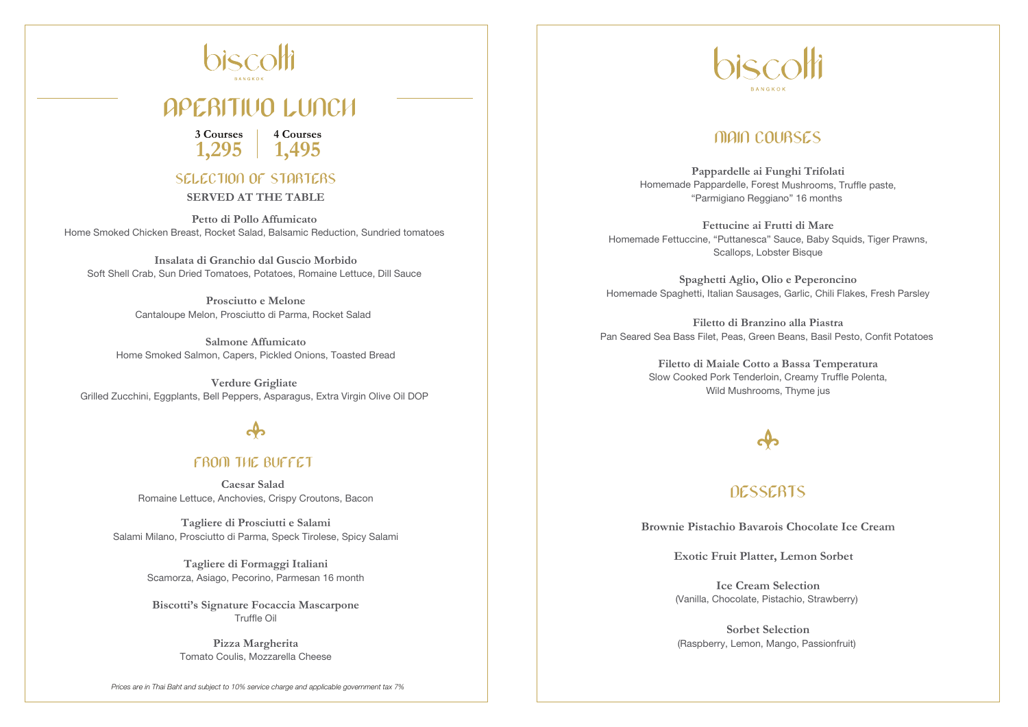biscotti

BANGKOK

# APERITIVO LUNCH

**3 Courses** **1,295** | **4 Courses** **1,495**

## SELECTION OF STARTERS

**SERVED AT THE TABLE**

**Petto di Pollo Affumicato**
Home Smoked Chicken Breast, Rocket Salad, Balsamic Reduction, Sundried tomatoes

**Insalata di Granchio dal Guscio Morbido**
Soft Shell Crab, Sun Dried Tomatoes, Potatoes, Romaine Lettuce, Dill Sauce

**Prosciutto e Melone**
Cantaloupe Melon, Prosciutto di Parma, Rocket Salad

**Salmone Affumicato**
Home Smoked Salmon, Capers, Pickled Onions, Toasted Bread

**Verdure Grigliate**
Grilled Zucchini, Eggplants, Bell Peppers, Asparagus, Extra Virgin Olive Oil DOP

## FROM THE BUFFET

**Caesar Salad**
Romaine Lettuce, Anchovies, Crispy Croutons, Bacon

**Tagliere di Prosciutti e Salami**
Salami Milano, Prosciutto di Parma, Speck Tirolese, Spicy Salami

**Tagliere di Formaggi Italiani**
Scamorza, Asiago, Pecorino, Parmesan 16 month

**Biscotti's Signature Focaccia Mascarpone**
Truffle Oil

**Pizza Margherita**
Tomato Coulis, Mozzarella Cheese

*Prices are in Thai Baht and subject to 10% service charge and applicable government tax 7%*

biscotti

BANGKOK

## MAIN COURSES

**Pappardelle ai Funghi Trifolati**
Homemade Pappardelle, Forest Mushrooms, Truffle paste, "Parmigiano Reggiano" 16 months

**Fettucine ai Frutti di Mare**
Homemade Fettuccine, "Puttanesca" Sauce, Baby Squids, Tiger Prawns, Scallops, Lobster Bisque

**Spaghetti Aglio, Olio e Peperoncino**
Homemade Spaghetti, Italian Sausages, Garlic, Chili Flakes, Fresh Parsley

**Filetto di Branzino alla Piastra**
Pan Seared Sea Bass Filet, Peas, Green Beans, Basil Pesto, Confit Potatoes

**Filetto di Maiale Cotto a Bassa Temperatura**
Slow Cooked Pork Tenderloin, Creamy Truffle Polenta, Wild Mushrooms, Thyme jus

## DESSERTS

**Brownie Pistachio Bavarois Chocolate Ice Cream**

**Exotic Fruit Platter, Lemon Sorbet**

**Ice Cream Selection**
(Vanilla, Chocolate, Pistachio, Strawberry)

**Sorbet Selection**
(Raspberry, Lemon, Mango, Passionfruit)